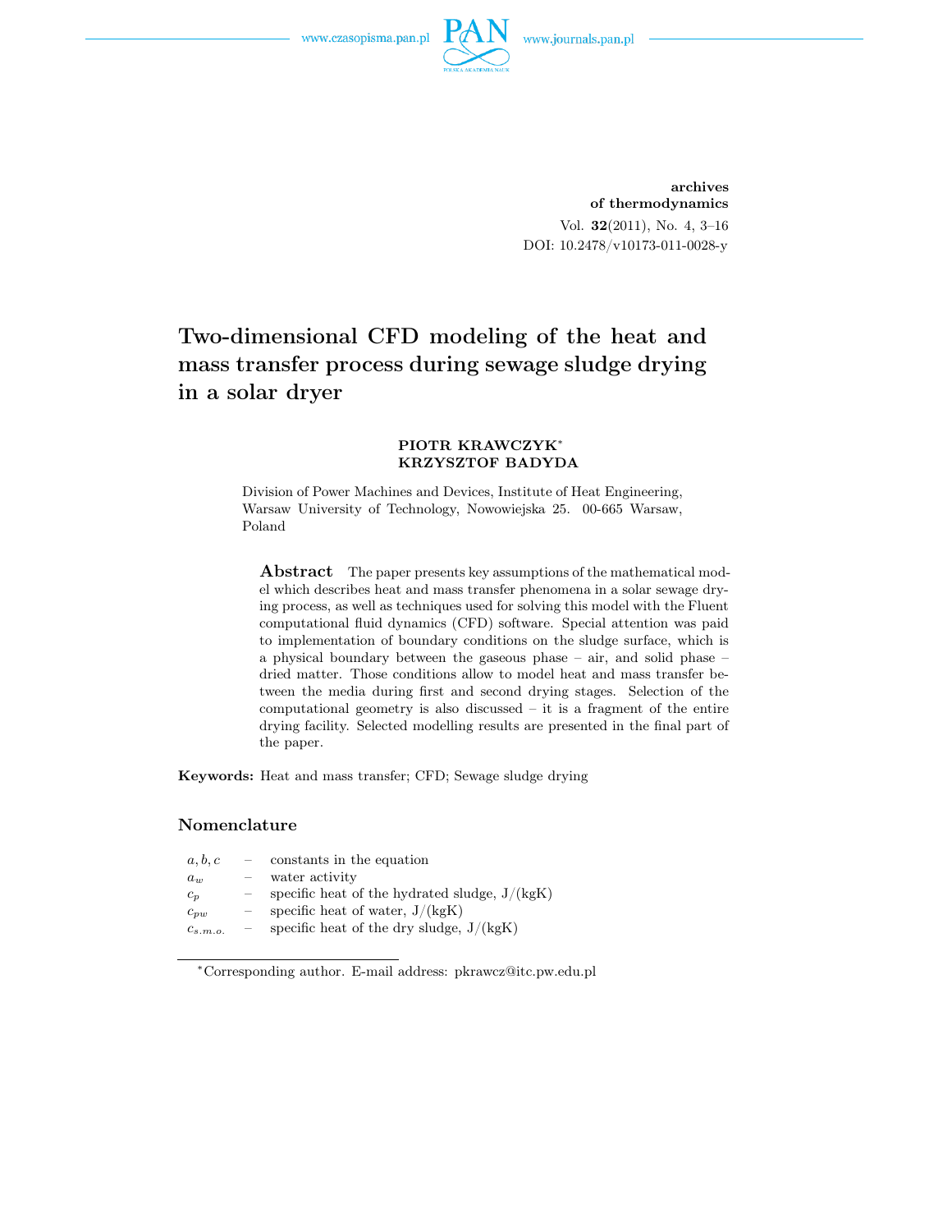archives
of thermodynamics

Vol. **32**(2011), No. 4, 3–16
DOI: 10.2478/v10173-011-0028-y

# Two-dimensional CFD modeling of the heat and mass transfer process during sewage sludge drying in a solar dryer

**PIOTR KRAWCZYK**[*]
**KRZYSZTOF BADYDA**

Division of Power Machines and Devices, Institute of Heat Engineering, Warsaw University of Technology, Nowowiejska 25. 00-665 Warsaw, Poland

**Abstract** The paper presents key assumptions of the mathematical model which describes heat and mass transfer phenomena in a solar sewage drying process, as well as techniques used for solving this model with the Fluent computational fluid dynamics (CFD) software. Special attention was paid to implementation of boundary conditions on the sludge surface, which is a physical boundary between the gaseous phase – air, and solid phase – dried matter. Those conditions allow to model heat and mass transfer between the media during first and second drying stages. Selection of the computational geometry is also discussed – it is a fragment of the entire drying facility. Selected modelling results are presented in the final part of the paper.

**Keywords:** Heat and mass transfer; CFD; Sewage sludge drying

## Nomenclature

| | | |
|---|---|---|
| $a, b, c$ | – | constants in the equation |
| $a_w$ | – | water activity |
| $c_p$ | – | specific heat of the hydrated sludge, J/(kgK) |
| $c_{pw}$ | – | specific heat of water, J/(kgK) |
| $c_{s.m.o.}$ | – | specific heat of the dry sludge, J/(kgK) |

[*]Corresponding author. E-mail address: pkrawcz@itc.pw.edu.pl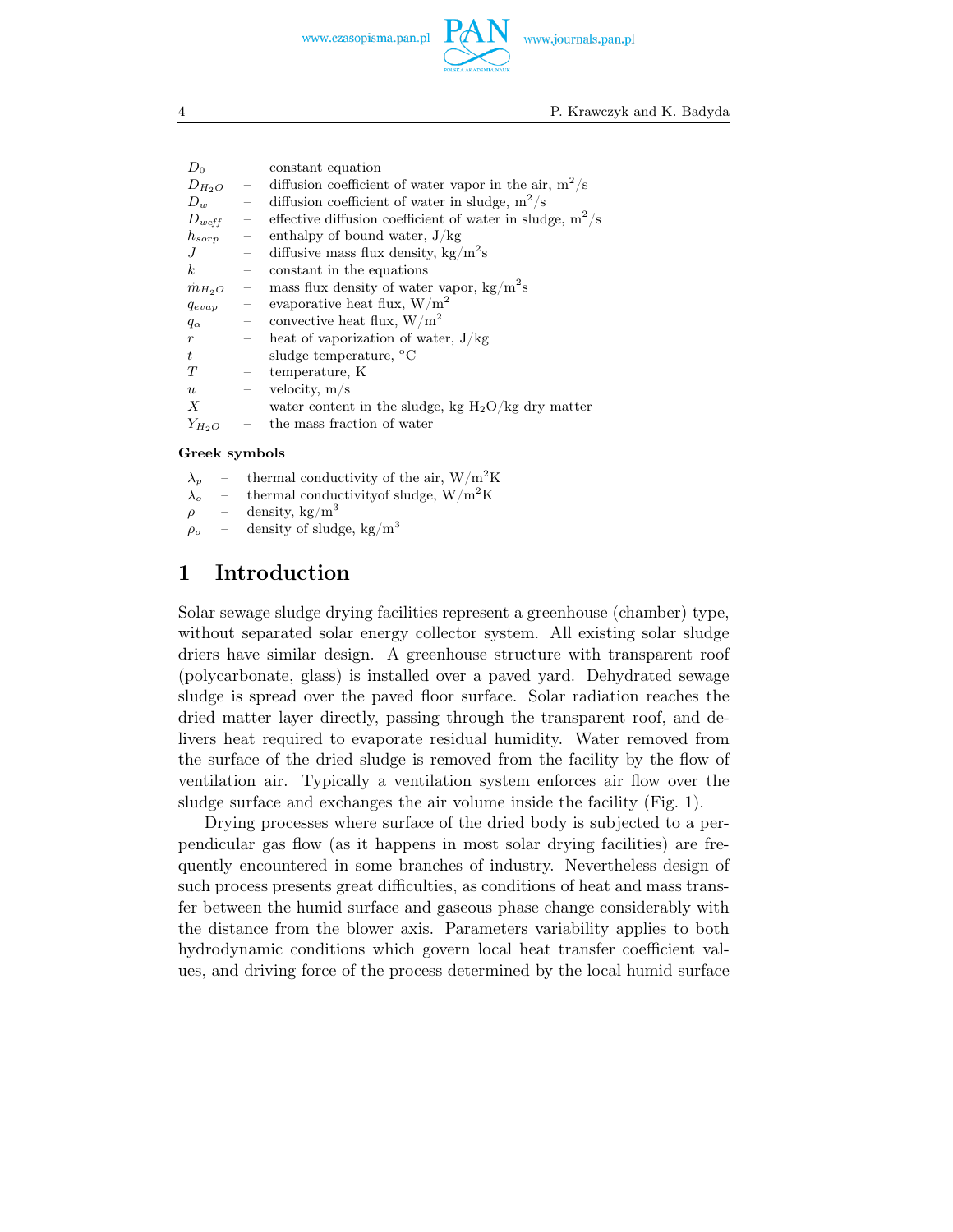$D_0$ – constant equation
$D_{H_2O}$ – diffusion coefficient of water vapor in the air, $m^2/s$
$D_w$ – diffusion coefficient of water in sludge, $m^2/s$
$D_{weff}$ – effective diffusion coefficient of water in sludge, $m^2/s$
$h_{sorp}$ – enthalpy of bound water, J/kg
$J$ – diffusive mass flux density, $kg/m^2s$
$k$ – constant in the equations
$\dot{m}_{H_2O}$ – mass flux density of water vapor, $kg/m^2s$
$q_{evap}$ – evaporative heat flux, $W/m^2$
$q_\alpha$ – convective heat flux, $W/m^2$
$r$ – heat of vaporization of water, J/kg
$t$ – sludge temperature, °C
$T$ – temperature, K
$u$ – velocity, m/s
$X$ – water content in the sludge, kg $H_2O$/kg dry matter
$Y_{H_2O}$ – the mass fraction of water

**Greek symbols**

$\lambda_p$ – thermal conductivity of the air, $W/m^2K$
$\lambda_o$ – thermal conductivityof sludge, $W/m^2K$
$\rho$ – density, $kg/m^3$
$\rho_o$ – density of sludge, $kg/m^3$

# 1 Introduction

Solar sewage sludge drying facilities represent a greenhouse (chamber) type, without separated solar energy collector system. All existing solar sludge driers have similar design. A greenhouse structure with transparent roof (polycarbonate, glass) is installed over a paved yard. Dehydrated sewage sludge is spread over the paved floor surface. Solar radiation reaches the dried matter layer directly, passing through the transparent roof, and delivers heat required to evaporate residual humidity. Water removed from the surface of the dried sludge is removed from the facility by the flow of ventilation air. Typically a ventilation system enforces air flow over the sludge surface and exchanges the air volume inside the facility (Fig. 1).

Drying processes where surface of the dried body is subjected to a perpendicular gas flow (as it happens in most solar drying facilities) are frequently encountered in some branches of industry. Nevertheless design of such process presents great difficulties, as conditions of heat and mass transfer between the humid surface and gaseous phase change considerably with the distance from the blower axis. Parameters variability applies to both hydrodynamic conditions which govern local heat transfer coefficient values, and driving force of the process determined by the local humid surface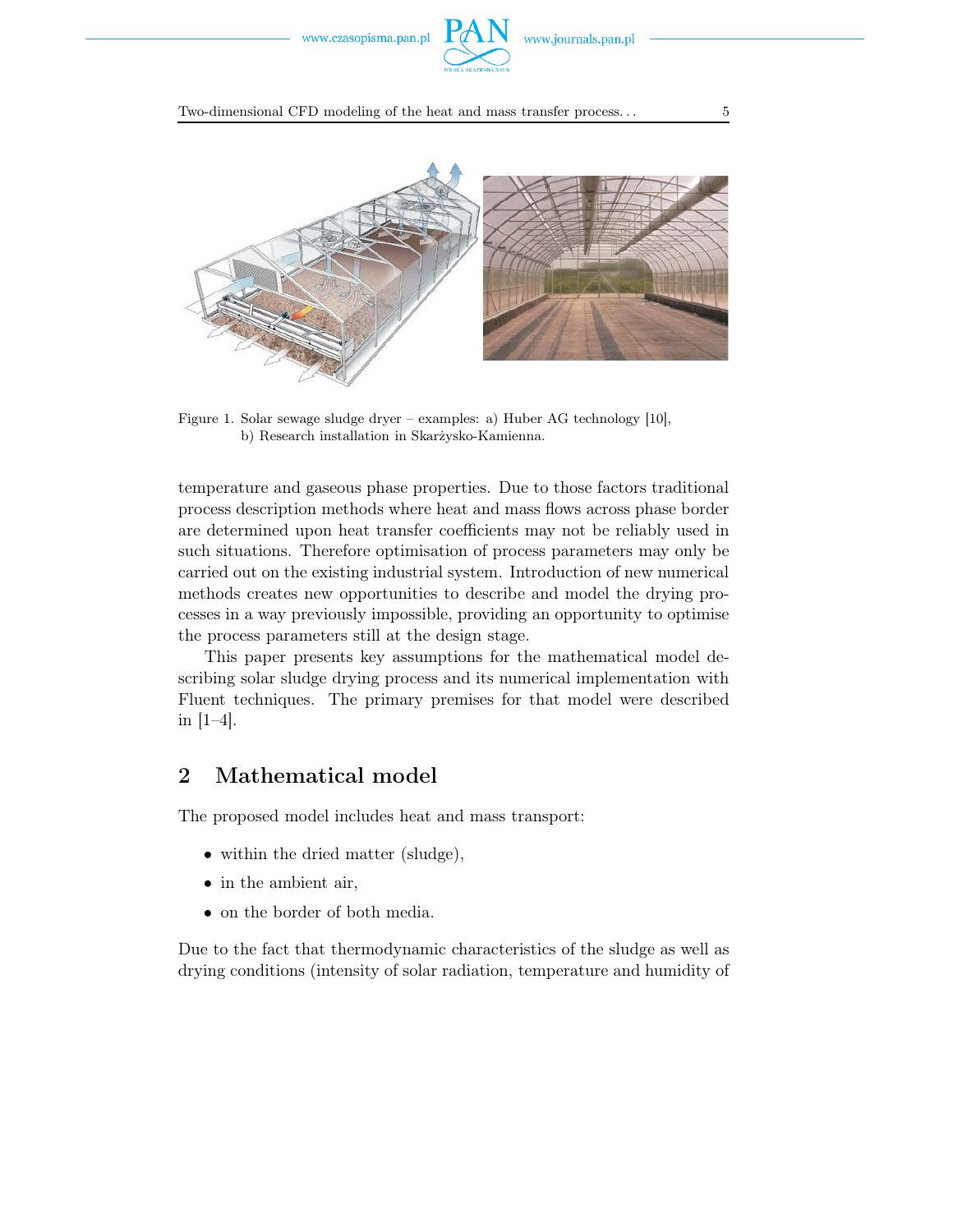Figure 1. Solar sewage sludge dryer – examples: a) Huber AG technology [10], b) Research installation in Skarżysko-Kamienna.

temperature and gaseous phase properties. Due to those factors traditional process description methods where heat and mass flows across phase border are determined upon heat transfer coefficients may not be reliably used in such situations. Therefore optimisation of process parameters may only be carried out on the existing industrial system. Introduction of new numerical methods creates new opportunities to describe and model the drying processes in a way previously impossible, providing an opportunity to optimise the process parameters still at the design stage.

This paper presents key assumptions for the mathematical model describing solar sludge drying process and its numerical implementation with Fluent techniques. The primary premises for that model were described in [1–4].

## 2 Mathematical model

The proposed model includes heat and mass transport:

- within the dried matter (sludge),
- in the ambient air,
- on the border of both media.

Due to the fact that thermodynamic characteristics of the sludge as well as drying conditions (intensity of solar radiation, temperature and humidity of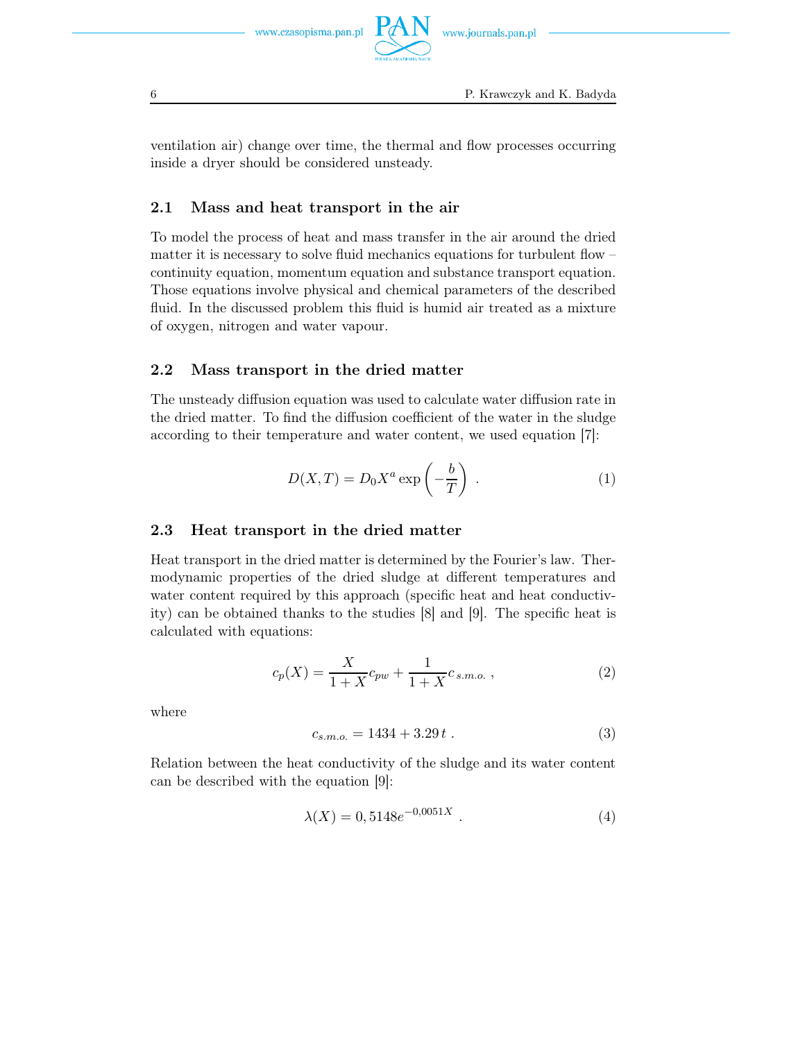ventilation air) change over time, the thermal and flow processes occurring inside a dryer should be considered unsteady.

### 2.1 Mass and heat transport in the air

To model the process of heat and mass transfer in the air around the dried matter it is necessary to solve fluid mechanics equations for turbulent flow – continuity equation, momentum equation and substance transport equation. Those equations involve physical and chemical parameters of the described fluid. In the discussed problem this fluid is humid air treated as a mixture of oxygen, nitrogen and water vapour.

### 2.2 Mass transport in the dried matter

The unsteady diffusion equation was used to calculate water diffusion rate in the dried matter. To find the diffusion coefficient of the water in the sludge according to their temperature and water content, we used equation [7]:

$$D(X,T) = D_0 X^a \exp\left(-\frac{b}{T}\right) \ . \tag{1}$$

### 2.3 Heat transport in the dried matter

Heat transport in the dried matter is determined by the Fourier's law. Thermodynamic properties of the dried sludge at different temperatures and water content required by this approach (specific heat and heat conductivity) can be obtained thanks to the studies [8] and [9]. The specific heat is calculated with equations:

$$c_p(X) = \frac{X}{1+X} c_{pw} + \frac{1}{1+X} c_{\,s.m.o.} \ , \tag{2}$$

where

$$c_{s.m.o.} = 1434 + 3.29\, t \ . \tag{3}$$

Relation between the heat conductivity of the sludge and its water content can be described with the equation [9]:

$$\lambda(X) = 0,5148 e^{-0,0051X} \ . \tag{4}$$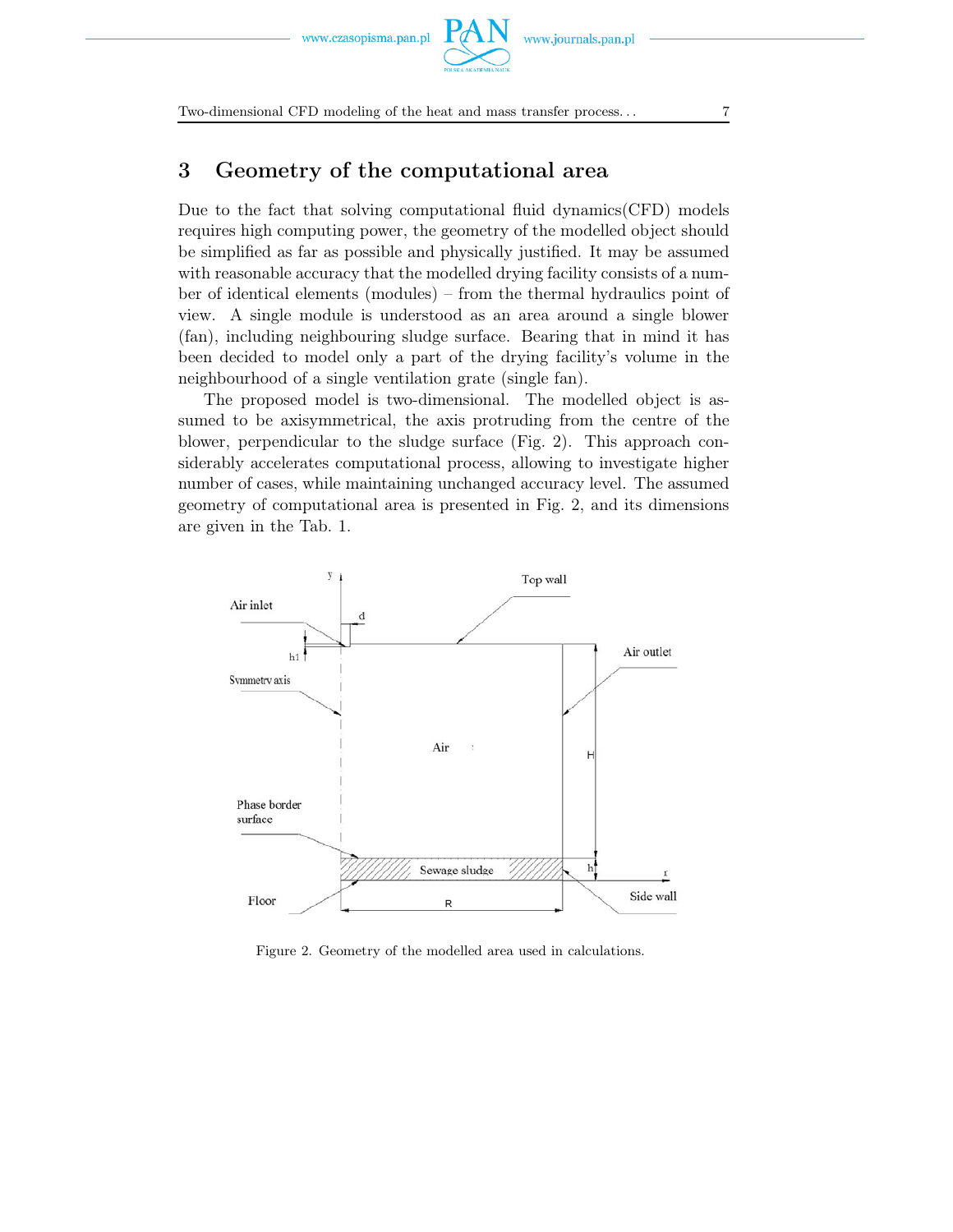## 3 Geometry of the computational area

Due to the fact that solving computational fluid dynamics(CFD) models requires high computing power, the geometry of the modelled object should be simplified as far as possible and physically justified. It may be assumed with reasonable accuracy that the modelled drying facility consists of a number of identical elements (modules) – from the thermal hydraulics point of view. A single module is understood as an area around a single blower (fan), including neighbouring sludge surface. Bearing that in mind it has been decided to model only a part of the drying facility's volume in the neighbourhood of a single ventilation grate (single fan).

The proposed model is two-dimensional. The modelled object is assumed to be axisymmetrical, the axis protruding from the centre of the blower, perpendicular to the sludge surface (Fig. 2). This approach considerably accelerates computational process, allowing to investigate higher number of cases, while maintaining unchanged accuracy level. The assumed geometry of computational area is presented in Fig. 2, and its dimensions are given in the Tab. 1.

Figure 2. Geometry of the modelled area used in calculations.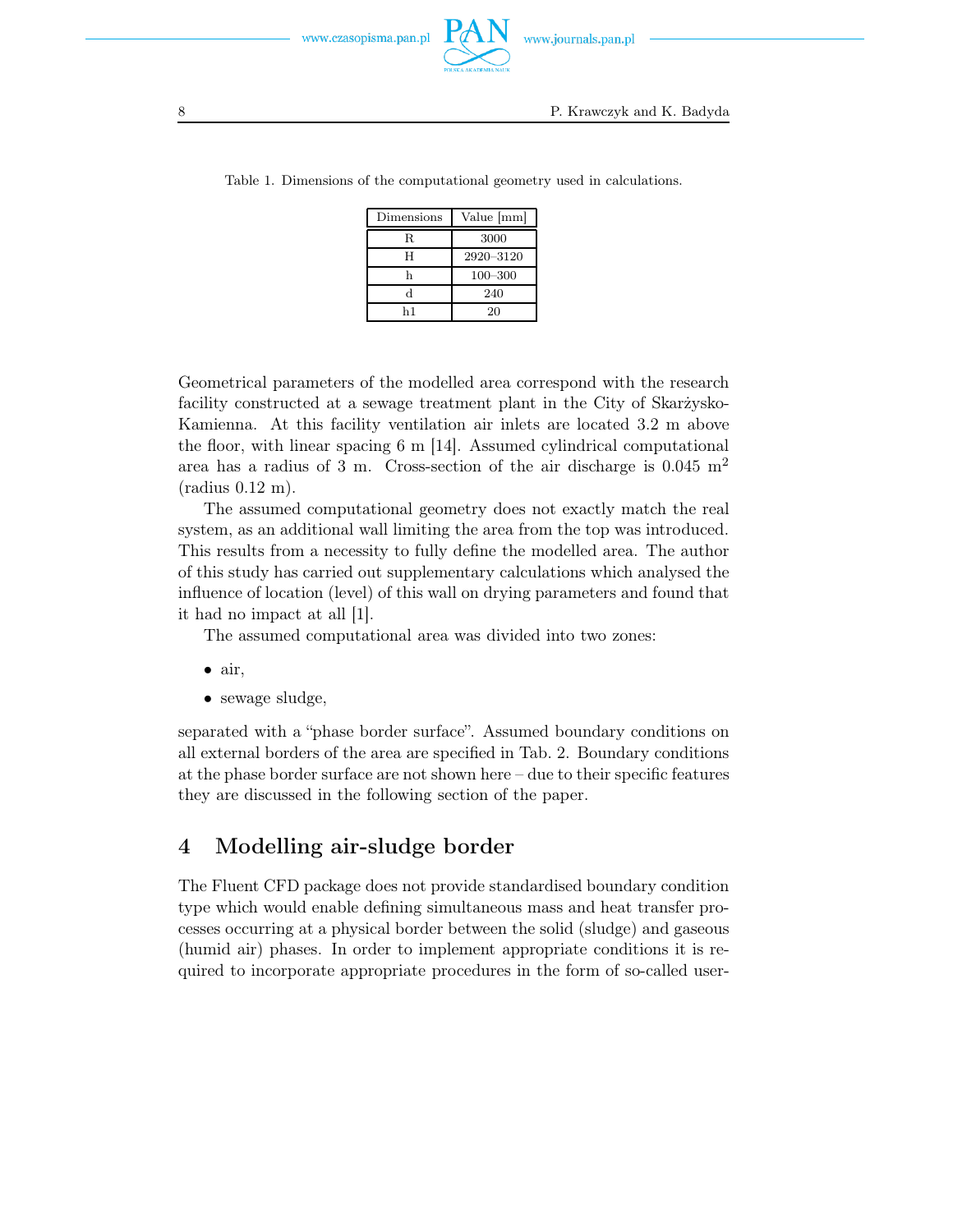Table 1. Dimensions of the computational geometry used in calculations.

| Dimensions | Value [mm] |
|---|---|
| R | 3000 |
| H | 2920–3120 |
| h | 100–300 |
| d | 240 |
| h1 | 20 |

Geometrical parameters of the modelled area correspond with the research facility constructed at a sewage treatment plant in the City of Skarżysko-Kamienna. At this facility ventilation air inlets are located 3.2 m above the floor, with linear spacing 6 m [14]. Assumed cylindrical computational area has a radius of 3 m. Cross-section of the air discharge is 0.045 $m^2$ (radius 0.12 m).

The assumed computational geometry does not exactly match the real system, as an additional wall limiting the area from the top was introduced. This results from a necessity to fully define the modelled area. The author of this study has carried out supplementary calculations which analysed the influence of location (level) of this wall on drying parameters and found that it had no impact at all [1].

The assumed computational area was divided into two zones:

- air,
- sewage sludge,

separated with a "phase border surface". Assumed boundary conditions on all external borders of the area are specified in Tab. 2. Boundary conditions at the phase border surface are not shown here – due to their specific features they are discussed in the following section of the paper.

# 4 Modelling air-sludge border

The Fluent CFD package does not provide standardised boundary condition type which would enable defining simultaneous mass and heat transfer processes occurring at a physical border between the solid (sludge) and gaseous (humid air) phases. In order to implement appropriate conditions it is required to incorporate appropriate procedures in the form of so-called user-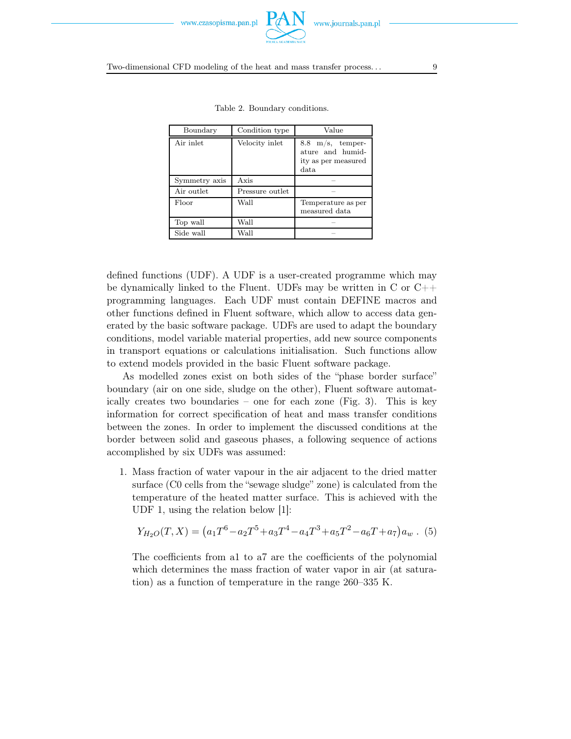Table 2. Boundary conditions.

| Boundary | Condition type | Value |
| --- | --- | --- |
| Air inlet | Velocity inlet | 8.8 m/s, temperature and humidity as per measured data |
| Symmetry axis | Axis | – |
| Air outlet | Pressure outlet | – |
| Floor | Wall | Temperature as per measured data |
| Top wall | Wall | – |
| Side wall | Wall | – |

defined functions (UDF). A UDF is a user-created programme which may be dynamically linked to the Fluent. UDFs may be written in C or C++ programming languages. Each UDF must contain DEFINE macros and other functions defined in Fluent software, which allow to access data generated by the basic software package. UDFs are used to adapt the boundary conditions, model variable material properties, add new source components in transport equations or calculations initialisation. Such functions allow to extend models provided in the basic Fluent software package.

As modelled zones exist on both sides of the "phase border surface" boundary (air on one side, sludge on the other), Fluent software automatically creates two boundaries – one for each zone (Fig. 3). This is key information for correct specification of heat and mass transfer conditions between the zones. In order to implement the discussed conditions at the border between solid and gaseous phases, a following sequence of actions accomplished by six UDFs was assumed:

1. Mass fraction of water vapour in the air adjacent to the dried matter surface (C0 cells from the "sewage sludge" zone) is calculated from the temperature of the heated matter surface. This is achieved with the UDF 1, using the relation below [1]:

   $$Y_{H_2O}(T,X) = \left(a_1T^6 - a_2T^5 + a_3T^4 - a_4T^3 + a_5T^2 - a_6T + a_7\right)a_w \; . \quad (5)$$

   The coefficients from a1 to a7 are the coefficients of the polynomial which determines the mass fraction of water vapor in air (at saturation) as a function of temperature in the range 260–335 K.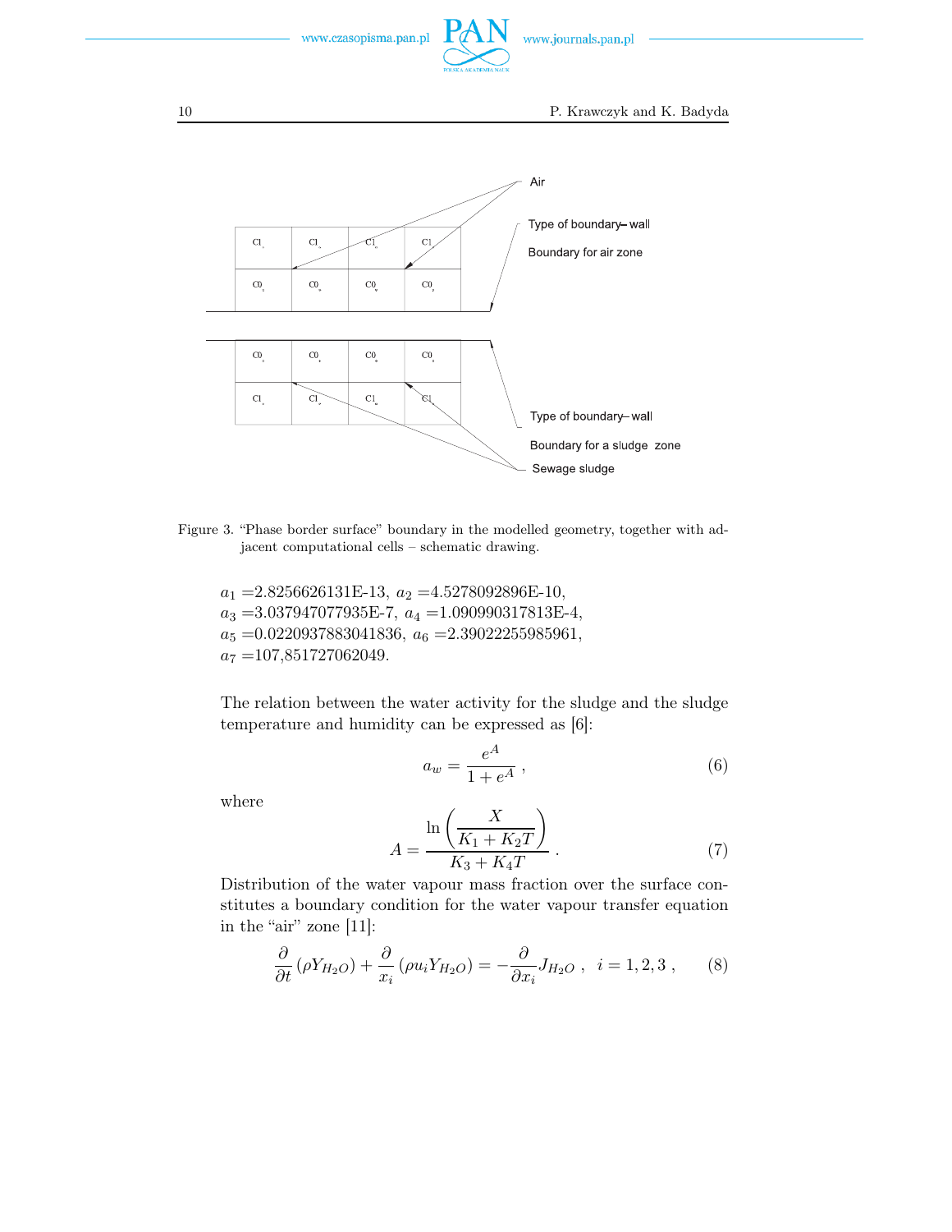Figure 3. "Phase border surface" boundary in the modelled geometry, together with adjacent computational cells – schematic drawing.

$a_1$ =2.8256626131E-13, $a_2$ =4.5278092896E-10,
$a_3$ =3.037947077935E-7, $a_4$ =1.090990317813E-4,
$a_5$ =0.0220937883041836, $a_6$ =2.39022255985961,
$a_7$ =107,851727062049.

The relation between the water activity for the sludge and the sludge temperature and humidity can be expressed as [6]:

$$a_w = \frac{e^A}{1+e^A}\,, \tag{6}$$

where

$$A = \frac{\ln\left(\dfrac{X}{K_1 + K_2 T}\right)}{K_3 + K_4 T}\,. \tag{7}$$

Distribution of the water vapour mass fraction over the surface constitutes a boundary condition for the water vapour transfer equation in the "air" zone [11]:

$$\frac{\partial}{\partial t}\left(\rho Y_{H_2O}\right) + \frac{\partial}{x_i}\left(\rho u_i Y_{H_2O}\right) = -\frac{\partial}{\partial x_i} J_{H_2O}\,, \quad i = 1,2,3\,, \tag{8}$$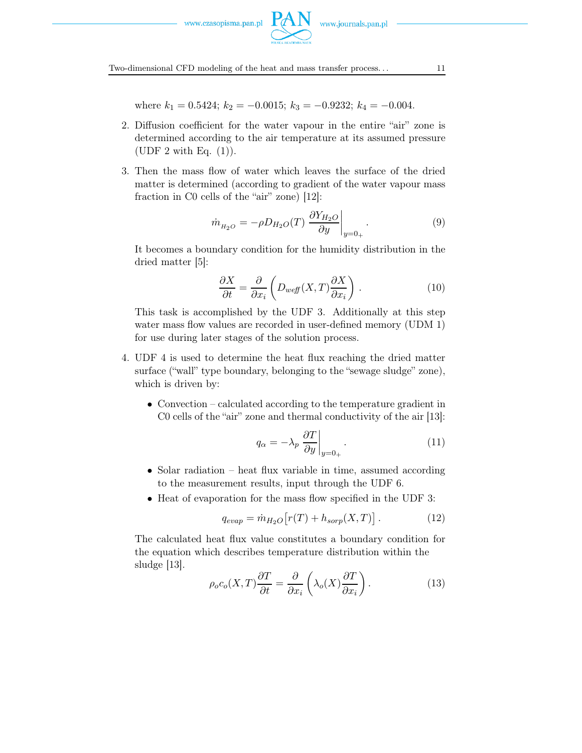where $k_1 = 0.5424$; $k_2 = -0.0015$; $k_3 = -0.9232$; $k_4 = -0.004$.

2. Diffusion coefficient for the water vapour in the entire "air" zone is determined according to the air temperature at its assumed pressure (UDF 2 with Eq. (1)).

3. Then the mass flow of water which leaves the surface of the dried matter is determined (according to gradient of the water vapour mass fraction in C0 cells of the "air" zone) [12]:

$$\dot{m}_{_{H_2O}} = -\rho D_{H_2O}(T) \left.\frac{\partial Y_{H_2O}}{\partial y}\right|_{y=0_+}. \tag{9}$$

   It becomes a boundary condition for the humidity distribution in the dried matter [5]:

$$\frac{\partial X}{\partial t} = \frac{\partial}{\partial x_i}\left(D_{weff}(X,T)\frac{\partial X}{\partial x_i}\right). \tag{10}$$

   This task is accomplished by the UDF 3. Additionally at this step water mass flow values are recorded in user-defined memory (UDM 1) for use during later stages of the solution process.

4. UDF 4 is used to determine the heat flux reaching the dried matter surface ("wall" type boundary, belonging to the "sewage sludge" zone), which is driven by:

   - Convection – calculated according to the temperature gradient in C0 cells of the "air" zone and thermal conductivity of the air [13]:

$$q_\alpha = -\lambda_p \left.\frac{\partial T}{\partial y}\right|_{y=0_+}. \tag{11}$$

   - Solar radiation – heat flux variable in time, assumed according to the measurement results, input through the UDF 6.
   - Heat of evaporation for the mass flow specified in the UDF 3:

$$q_{evap} = \dot{m}_{H_2O}\left[r(T) + h_{sorp}(X,T)\right]. \tag{12}$$

   The calculated heat flux value constitutes a boundary condition for the equation which describes temperature distribution within the sludge [13].

$$\rho_o c_o(X,T)\frac{\partial T}{\partial t} = \frac{\partial}{\partial x_i}\left(\lambda_o(X)\frac{\partial T}{\partial x_i}\right). \tag{13}$$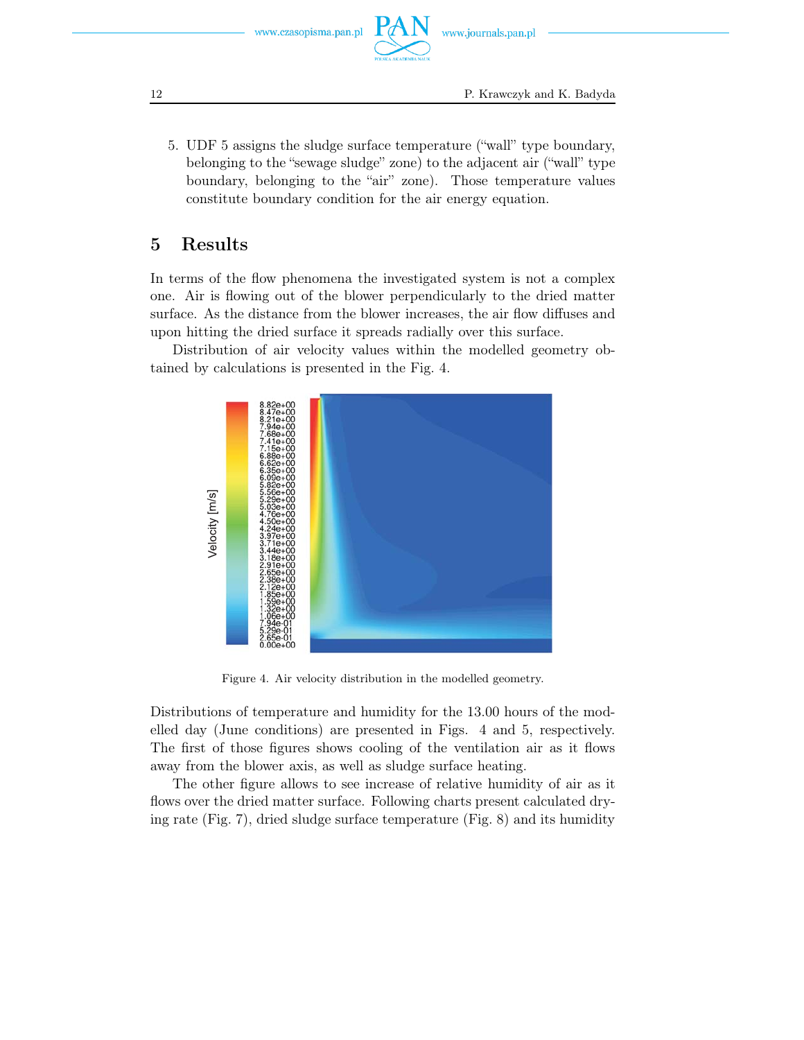5. UDF 5 assigns the sludge surface temperature ("wall" type boundary, belonging to the "sewage sludge" zone) to the adjacent air ("wall" type boundary, belonging to the "air" zone). Those temperature values constitute boundary condition for the air energy equation.

## 5 Results

In terms of the flow phenomena the investigated system is not a complex one. Air is flowing out of the blower perpendicularly to the dried matter surface. As the distance from the blower increases, the air flow diffuses and upon hitting the dried surface it spreads radially over this surface.

Distribution of air velocity values within the modelled geometry obtained by calculations is presented in the Fig. 4.

Figure 4. Air velocity distribution in the modelled geometry.

Distributions of temperature and humidity for the 13.00 hours of the modelled day (June conditions) are presented in Figs. 4 and 5, respectively. The first of those figures shows cooling of the ventilation air as it flows away from the blower axis, as well as sludge surface heating.

The other figure allows to see increase of relative humidity of air as it flows over the dried matter surface. Following charts present calculated drying rate (Fig. 7), dried sludge surface temperature (Fig. 8) and its humidity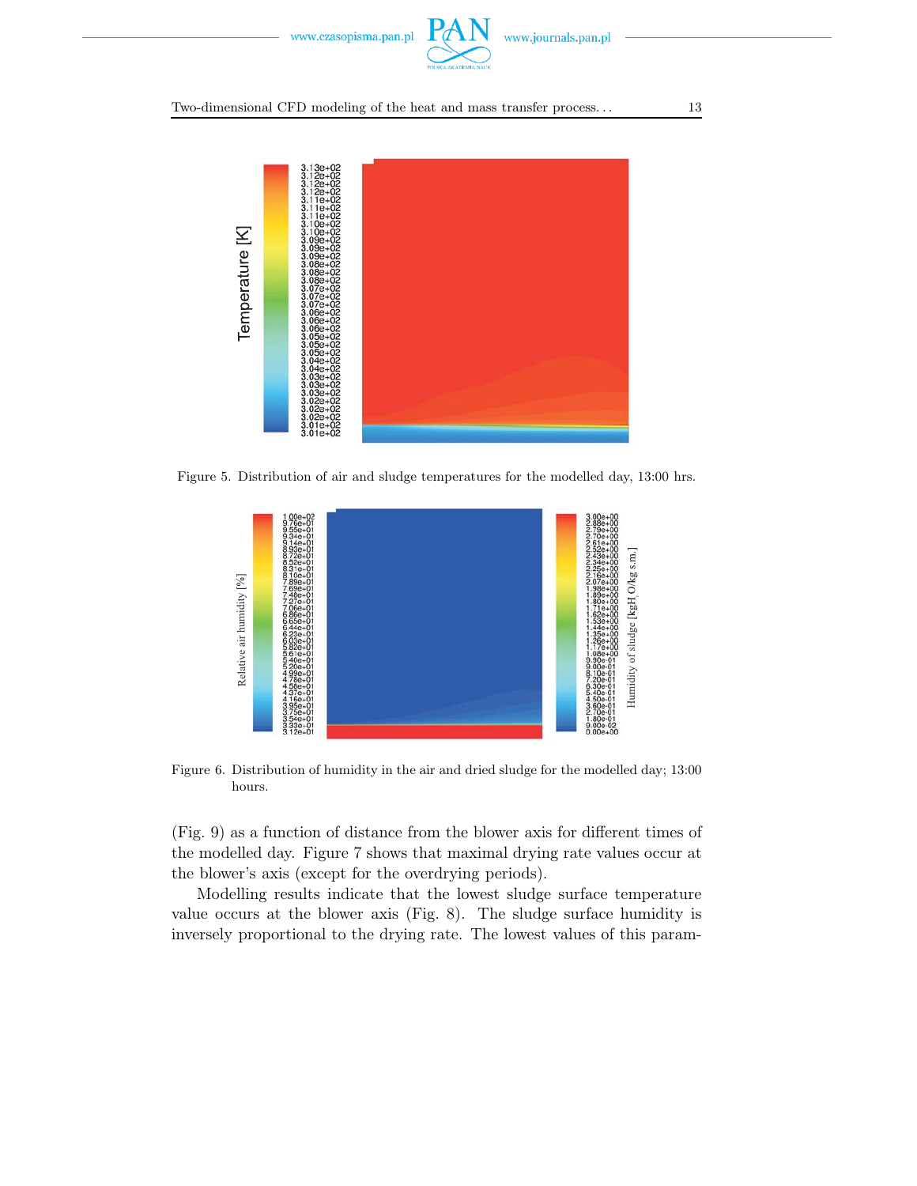Figure 5. Distribution of air and sludge temperatures for the modelled day, 13:00 hrs.

Figure 6. Distribution of humidity in the air and dried sludge for the modelled day; 13:00 hours.

(Fig. 9) as a function of distance from the blower axis for different times of the modelled day. Figure 7 shows that maximal drying rate values occur at the blower's axis (except for the overdrying periods).

Modelling results indicate that the lowest sludge surface temperature value occurs at the blower axis (Fig. 8). The sludge surface humidity is inversely proportional to the drying rate. The lowest values of this param-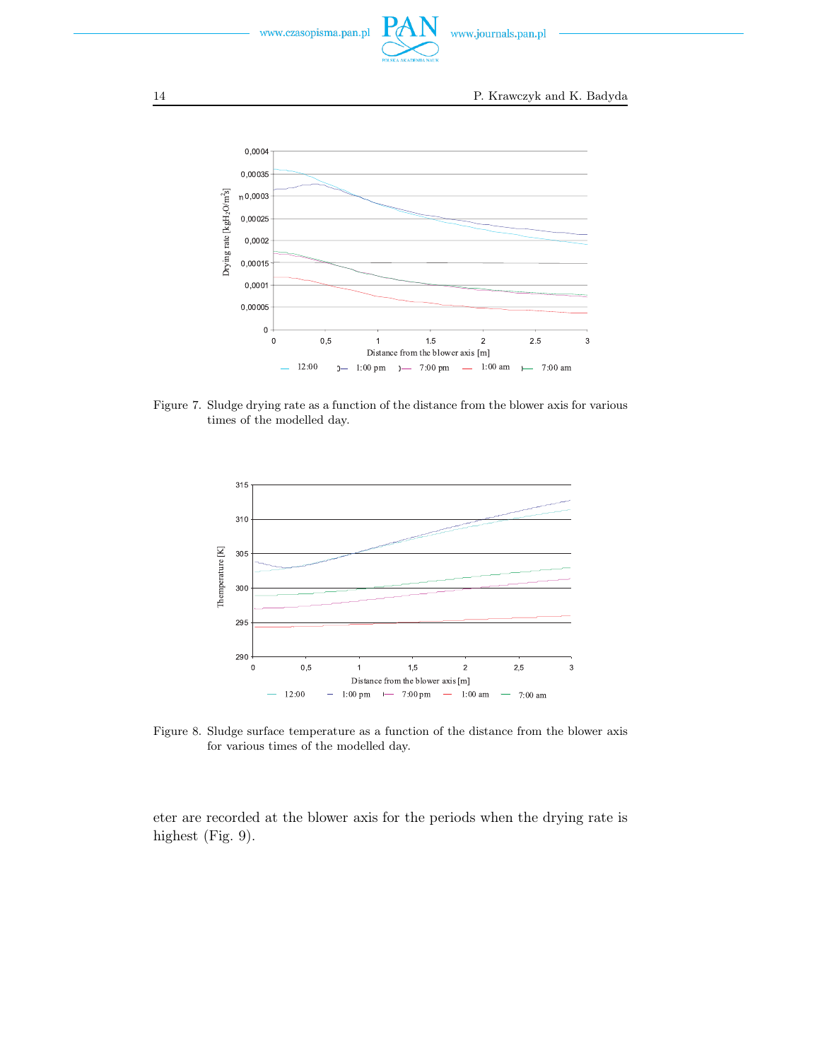Figure 7. Sludge drying rate as a function of the distance from the blower axis for various times of the modelled day.

Figure 8. Sludge surface temperature as a function of the distance from the blower axis for various times of the modelled day.

eter are recorded at the blower axis for the periods when the drying rate is highest (Fig. 9).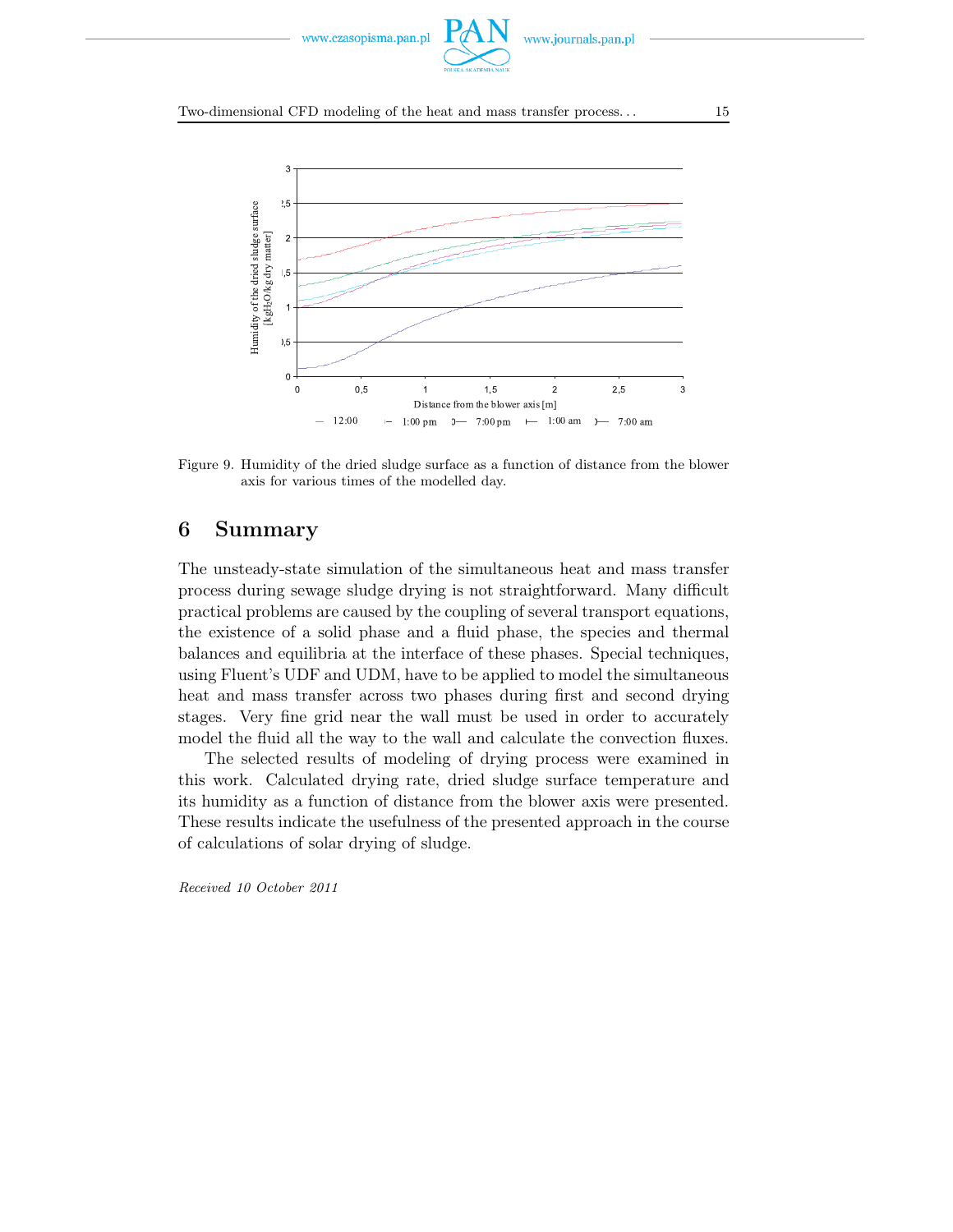Figure 9. Humidity of the dried sludge surface as a function of distance from the blower axis for various times of the modelled day.

## 6 Summary

The unsteady-state simulation of the simultaneous heat and mass transfer process during sewage sludge drying is not straightforward. Many difficult practical problems are caused by the coupling of several transport equations, the existence of a solid phase and a fluid phase, the species and thermal balances and equilibria at the interface of these phases. Special techniques, using Fluent's UDF and UDM, have to be applied to model the simultaneous heat and mass transfer across two phases during first and second drying stages. Very fine grid near the wall must be used in order to accurately model the fluid all the way to the wall and calculate the convection fluxes.

The selected results of modeling of drying process were examined in this work. Calculated drying rate, dried sludge surface temperature and its humidity as a function of distance from the blower axis were presented. These results indicate the usefulness of the presented approach in the course of calculations of solar drying of sludge.

*Received 10 October 2011*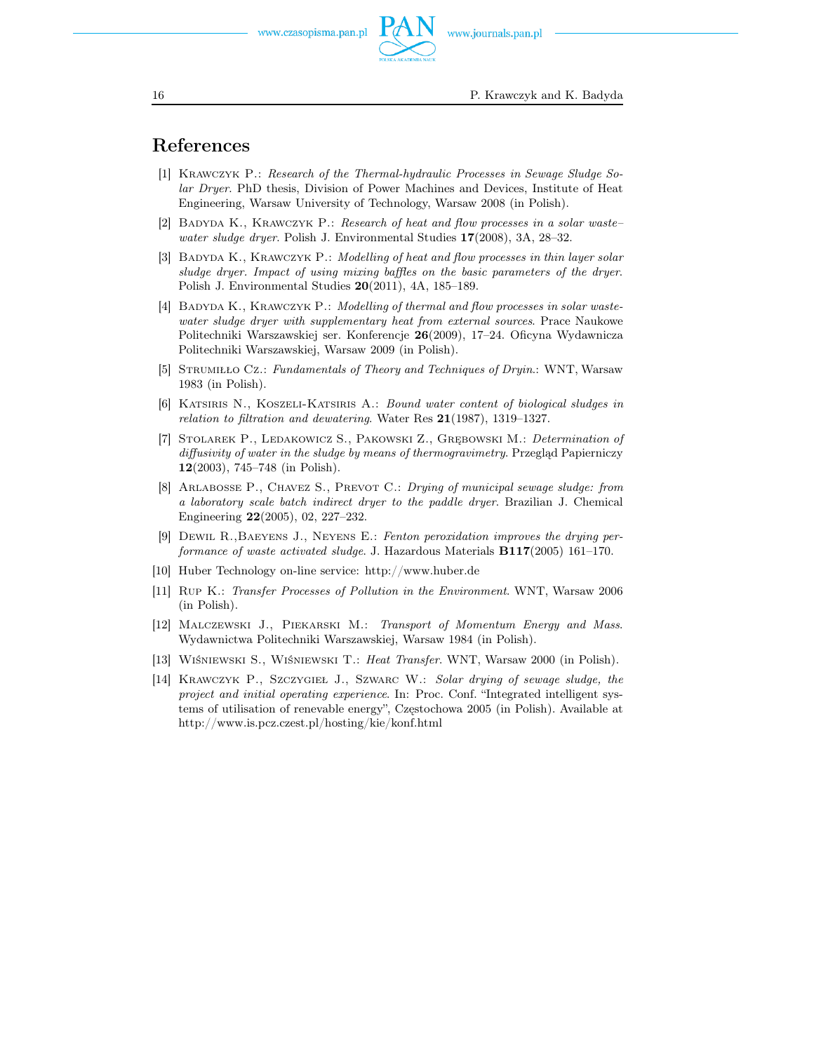# References

[1] Krawczyk P.: *Research of the Thermal-hydraulic Processes in Sewage Sludge Solar Dryer*. PhD thesis, Division of Power Machines and Devices, Institute of Heat Engineering, Warsaw University of Technology, Warsaw 2008 (in Polish).

[2] Badyda K., Krawczyk P.: *Research of heat and flow processes in a solar waste-water sludge dryer*. Polish J. Environmental Studies **17**(2008), 3A, 28–32.

[3] Badyda K., Krawczyk P.: *Modelling of heat and flow processes in thin layer solar sludge dryer. Impact of using mixing baffles on the basic parameters of the dryer*. Polish J. Environmental Studies **20**(2011), 4A, 185–189.

[4] Badyda K., Krawczyk P.: *Modelling of thermal and flow processes in solar waste-water sludge dryer with supplementary heat from external sources*. Prace Naukowe Politechniki Warszawskiej ser. Konferencje **26**(2009), 17–24. Oficyna Wydawnicza Politechniki Warszawskiej, Warsaw 2009 (in Polish).

[5] Strumiłło Cz.: *Fundamentals of Theory and Techniques of Dryin.*: WNT, Warsaw 1983 (in Polish).

[6] Katsiris N., Koszeli-Katsiris A.: *Bound water content of biological sludges in relation to filtration and dewatering*. Water Res **21**(1987), 1319–1327.

[7] Stolarek P., Ledakowicz S., Pakowski Z., Grębowski M.: *Determination of diffusivity of water in the sludge by means of thermogravimetry*. Przegląd Papierniczy **12**(2003), 745–748 (in Polish).

[8] Arlabosse P., Chavez S., Prevot C.: *Drying of municipal sewage sludge: from a laboratory scale batch indirect dryer to the paddle dryer*. Brazilian J. Chemical Engineering **22**(2005), 02, 227–232.

[9] Dewil R.,Baeyens J., Neyens E.: *Fenton peroxidation improves the drying performance of waste activated sludge*. J. Hazardous Materials **B117**(2005) 161–170.

[10] Huber Technology on-line service: http://www.huber.de

[11] Rup K.: *Transfer Processes of Pollution in the Environment*. WNT, Warsaw 2006 (in Polish).

[12] Malczewski J., Piekarski M.: *Transport of Momentum Energy and Mass*. Wydawnictwa Politechniki Warszawskiej, Warsaw 1984 (in Polish).

[13] Wiśniewski S., Wiśniewski T.: *Heat Transfer*. WNT, Warsaw 2000 (in Polish).

[14] Krawczyk P., Szczygieł J., Szwarc W.: *Solar drying of sewage sludge, the project and initial operating experience*. In: Proc. Conf. "Integrated intelligent systems of utilisation of renewable energy", Częstochowa 2005 (in Polish). Available at http://www.is.pcz.czest.pl/hosting/kie/konf.html